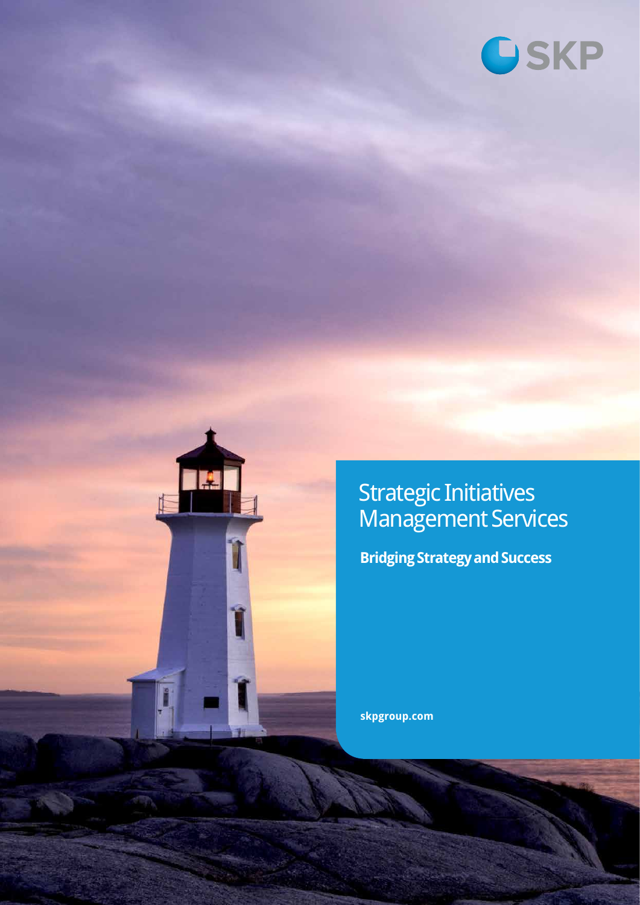SKP

# Strategic Initiatives Management Services

**Bridging Strategy and Success**

**skpgroup.com**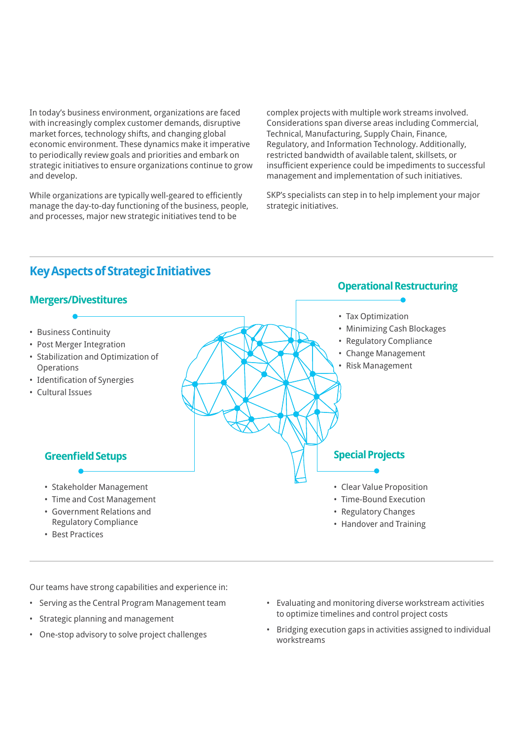In today's business environment, organizations are faced with increasingly complex customer demands, disruptive market forces, technology shifts, and changing global economic environment. These dynamics make it imperative to periodically review goals and priorities and embark on strategic initiatives to ensure organizations continue to grow and develop.

While organizations are typically well-geared to efficiently manage the day-to-day functioning of the business, people, and processes, major new strategic initiatives tend to be complex projects with multiple work streams involved. Considerations span diverse areas including Commercial, Technical, Manufacturing, Supply Chain, Finance, Regulatory, and Information Technology. Additionally, restricted bandwidth of available talent, skillsets, or insufficient experience could be impediments to successful management and implementation of such initiatives.

SKP's specialists can step in to help implement your major strategic initiatives.

## Key Aspects of Strategic Initiatives

### Mergers/Divestitures

- Business Continuity
- Post Merger Integration
- Stabilization and Optimization of Operations
- Identification of Synergies
- Cultural Issues

### Operational Restructuring

- Tax Optimization
- Minimizing Cash Blockages
- Regulatory Compliance
- Change Management
- Risk Management

### Greenfield Setups

- Stakeholder Management
- Time and Cost Management
- Government Relations and Regulatory Compliance
- Best Practices

### Special Projects

- Clear Value Proposition
- Time-Bound Execution
- Regulatory Changes
- Handover and Training

Our teams have strong capabilities and experience in:

- Serving as the Central Program Management team
- Strategic planning and management
- One-stop advisory to solve project challenges
- Evaluating and monitoring diverse workstream activities to optimize timelines and control project costs
- Bridging execution gaps in activities assigned to individual workstreams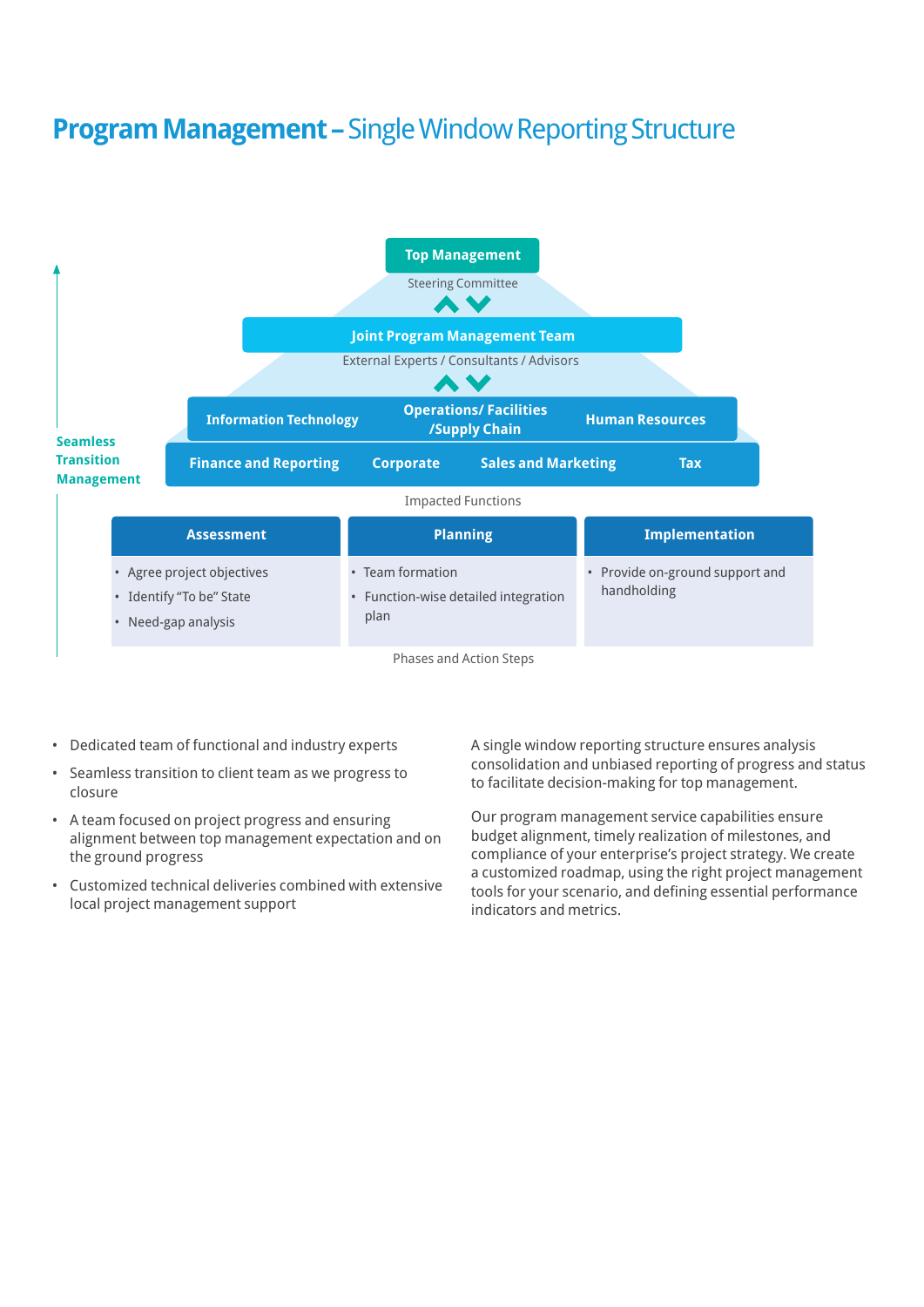# Program Management – Single Window Reporting Structure

**Top Management**

Steering Committee

**Joint Program Management Team**

External Experts / Consultants / Advisors

**Information Technology** | **Operations/ Facilities /Supply Chain** | **Human Resources**

**Finance and Reporting** | **Corporate** | **Sales and Marketing** | **Tax**

Impacted Functions

**Seamless Transition Management**

| Assessment | Planning | Implementation |
|---|---|---|
| • Agree project objectives<br>• Identify "To be" State<br>• Need-gap analysis | • Team formation<br>• Function-wise detailed integration plan | • Provide on-ground support and handholding |

Phases and Action Steps

- Dedicated team of functional and industry experts
- Seamless transition to client team as we progress to closure
- A team focused on project progress and ensuring alignment between top management expectation and on the ground progress
- Customized technical deliveries combined with extensive local project management support

A single window reporting structure ensures analysis consolidation and unbiased reporting of progress and status to facilitate decision-making for top management.

Our program management service capabilities ensure budget alignment, timely realization of milestones, and compliance of your enterprise's project strategy. We create a customized roadmap, using the right project management tools for your scenario, and defining essential performance indicators and metrics.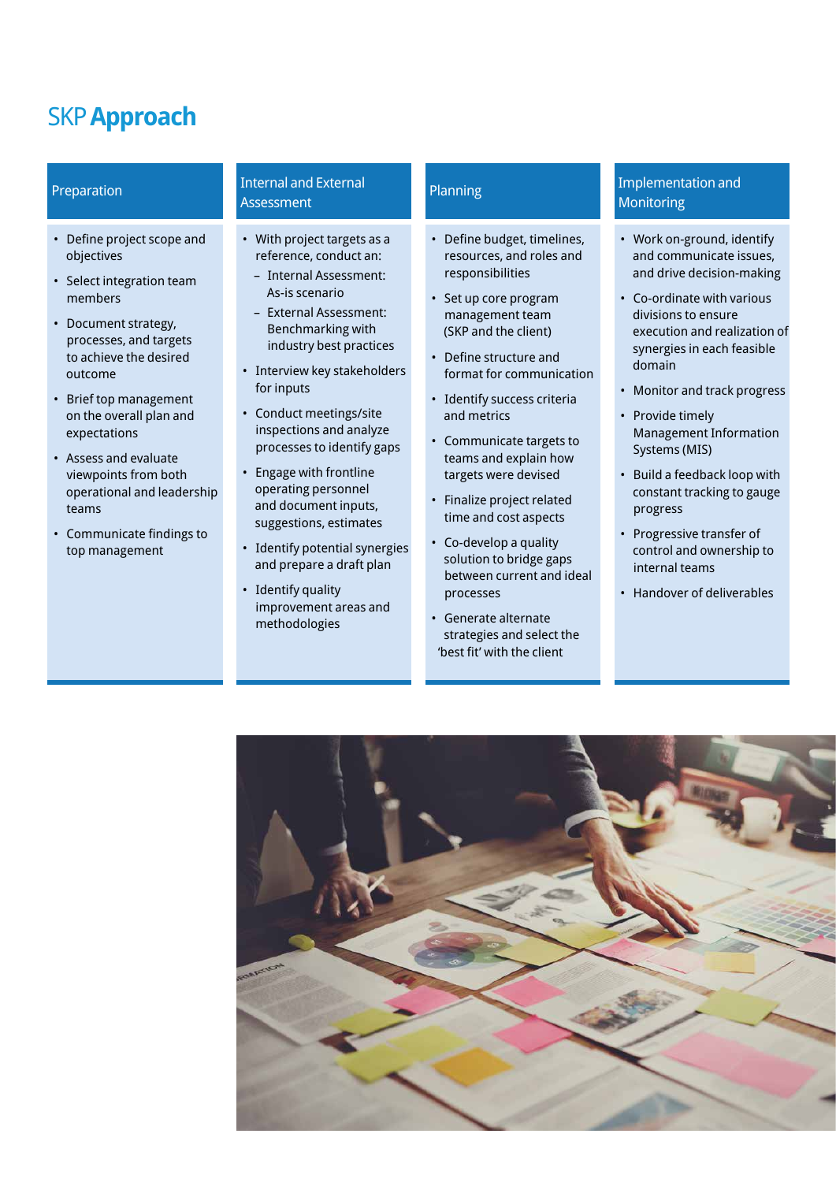# SKP Approach

## Preparation

- Define project scope and objectives
- Select integration team members
- Document strategy, processes, and targets to achieve the desired outcome
- Brief top management on the overall plan and expectations
- Assess and evaluate viewpoints from both operational and leadership teams
- Communicate findings to top management

## Internal and External Assessment

- With project targets as a reference, conduct an:
  - Internal Assessment: As-is scenario
  - External Assessment: Benchmarking with industry best practices
- Interview key stakeholders for inputs
- Conduct meetings/site inspections and analyze processes to identify gaps
- Engage with frontline operating personnel and document inputs, suggestions, estimates
- Identify potential synergies and prepare a draft plan
- Identify quality improvement areas and methodologies

## Planning

- Define budget, timelines, resources, and roles and responsibilities
- Set up core program management team (SKP and the client)
- Define structure and format for communication
- Identify success criteria and metrics
- Communicate targets to teams and explain how targets were devised
- Finalize project related time and cost aspects
- Co-develop a quality solution to bridge gaps between current and ideal processes
- Generate alternate strategies and select the 'best fit' with the client

## Implementation and Monitoring

- Work on-ground, identify and communicate issues, and drive decision-making
- Co-ordinate with various divisions to ensure execution and realization of synergies in each feasible domain
- Monitor and track progress
- Provide timely Management Information Systems (MIS)
- Build a feedback loop with constant tracking to gauge progress
- Progressive transfer of control and ownership to internal teams
- Handover of deliverables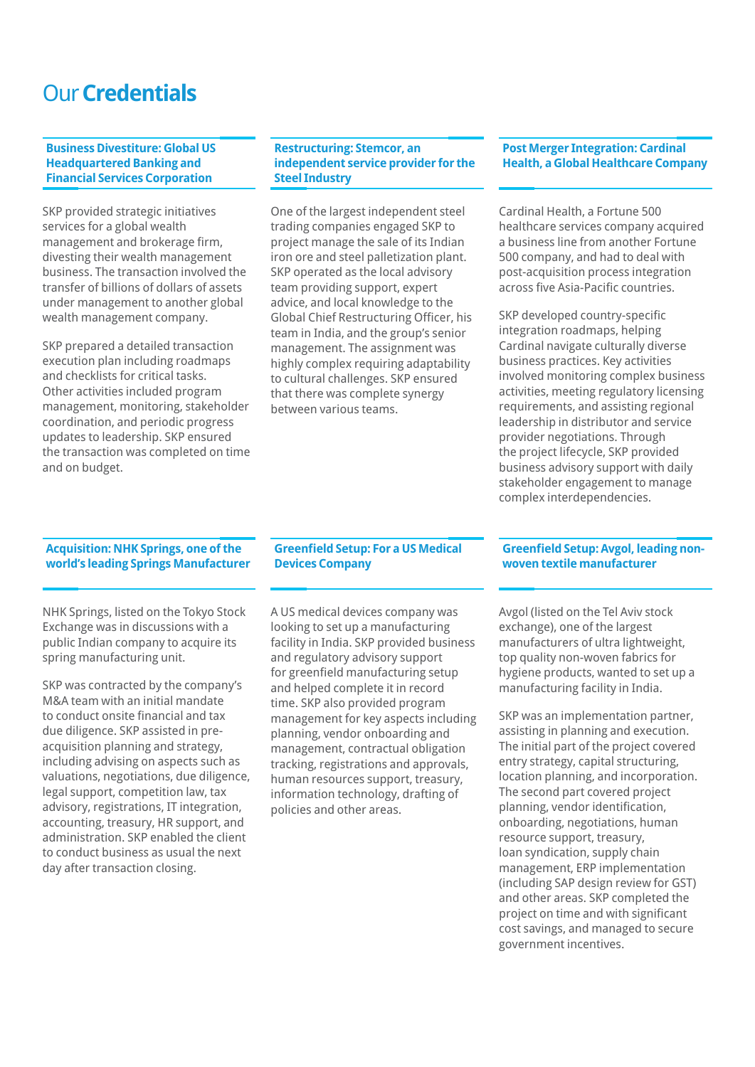# Our **Credentials**

### Business Divestiture: Global US Headquartered Banking and Financial Services Corporation

SKP provided strategic initiatives services for a global wealth management and brokerage firm, divesting their wealth management business. The transaction involved the transfer of billions of dollars of assets under management to another global wealth management company.

SKP prepared a detailed transaction execution plan including roadmaps and checklists for critical tasks. Other activities included program management, monitoring, stakeholder coordination, and periodic progress updates to leadership. SKP ensured the transaction was completed on time and on budget.

### Restructuring: Stemcor, an independent service provider for the Steel Industry

One of the largest independent steel trading companies engaged SKP to project manage the sale of its Indian iron ore and steel palletization plant. SKP operated as the local advisory team providing support, expert advice, and local knowledge to the Global Chief Restructuring Officer, his team in India, and the group's senior management. The assignment was highly complex requiring adaptability to cultural challenges. SKP ensured that there was complete synergy between various teams.

### Post Merger Integration: Cardinal Health, a Global Healthcare Company

Cardinal Health, a Fortune 500 healthcare services company acquired a business line from another Fortune 500 company, and had to deal with post-acquisition process integration across five Asia-Pacific countries.

SKP developed country-specific integration roadmaps, helping Cardinal navigate culturally diverse business practices. Key activities involved monitoring complex business activities, meeting regulatory licensing requirements, and assisting regional leadership in distributor and service provider negotiations. Through the project lifecycle, SKP provided business advisory support with daily stakeholder engagement to manage complex interdependencies.

### Acquisition: NHK Springs, one of the world's leading Springs Manufacturer

NHK Springs, listed on the Tokyo Stock Exchange was in discussions with a public Indian company to acquire its spring manufacturing unit.

SKP was contracted by the company's M&A team with an initial mandate to conduct onsite financial and tax due diligence. SKP assisted in pre-acquisition planning and strategy, including advising on aspects such as valuations, negotiations, due diligence, legal support, competition law, tax advisory, registrations, IT integration, accounting, treasury, HR support, and administration. SKP enabled the client to conduct business as usual the next day after transaction closing.

### Greenfield Setup: For a US Medical Devices Company

A US medical devices company was looking to set up a manufacturing facility in India. SKP provided business and regulatory advisory support for greenfield manufacturing setup and helped complete it in record time. SKP also provided program management for key aspects including planning, vendor onboarding and management, contractual obligation tracking, registrations and approvals, human resources support, treasury, information technology, drafting of policies and other areas.

### Greenfield Setup: Avgol, leading non-woven textile manufacturer

Avgol (listed on the Tel Aviv stock exchange), one of the largest manufacturers of ultra lightweight, top quality non-woven fabrics for hygiene products, wanted to set up a manufacturing facility in India.

SKP was an implementation partner, assisting in planning and execution. The initial part of the project covered entry strategy, capital structuring, location planning, and incorporation. The second part covered project planning, vendor identification, onboarding, negotiations, human resource support, treasury, loan syndication, supply chain management, ERP implementation (including SAP design review for GST) and other areas. SKP completed the project on time and with significant cost savings, and managed to secure government incentives.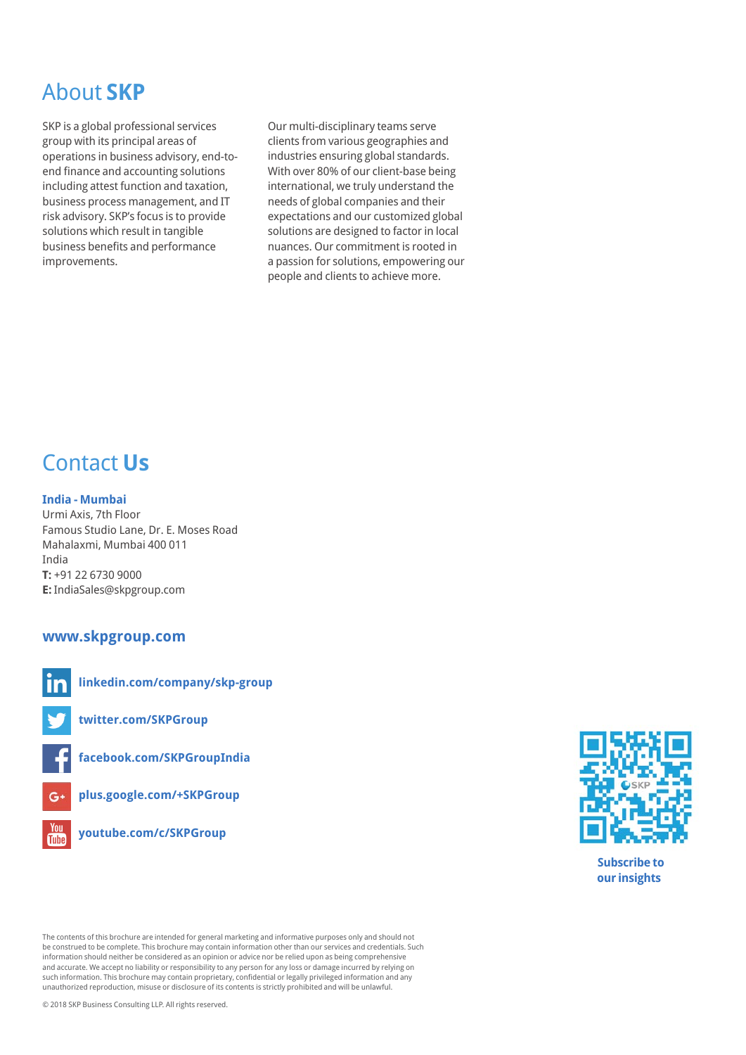## About **SKP**

SKP is a global professional services group with its principal areas of operations in business advisory, end-to-end finance and accounting solutions including attest function and taxation, business process management, and IT risk advisory. SKP's focus is to provide solutions which result in tangible business benefits and performance improvements.

Our multi-disciplinary teams serve clients from various geographies and industries ensuring global standards. With over 80% of our client-base being international, we truly understand the needs of global companies and their expectations and our customized global solutions are designed to factor in local nuances. Our commitment is rooted in a passion for solutions, empowering our people and clients to achieve more.

## Contact **Us**

**India - Mumbai**
Urmi Axis, 7th Floor
Famous Studio Lane, Dr. E. Moses Road
Mahalaxmi, Mumbai 400 011
India
**T:** +91 22 6730 9000
**E:** IndiaSales@skpgroup.com

**www.skpgroup.com**

**linkedin.com/company/skp-group**

**twitter.com/SKPGroup**

**facebook.com/SKPGroupIndia**

**plus.google.com/+SKPGroup**

**youtube.com/c/SKPGroup**

**Subscribe to our insights**

The contents of this brochure are intended for general marketing and informative purposes only and should not be construed to be complete. This brochure may contain information other than our services and credentials. Such information should neither be considered as an opinion or advice nor be relied upon as being comprehensive and accurate. We accept no liability or responsibility to any person for any loss or damage incurred by relying on such information. This brochure may contain proprietary, confidential or legally privileged information and any unauthorized reproduction, misuse or disclosure of its contents is strictly prohibited and will be unlawful.

© 2018 SKP Business Consulting LLP. All rights reserved.